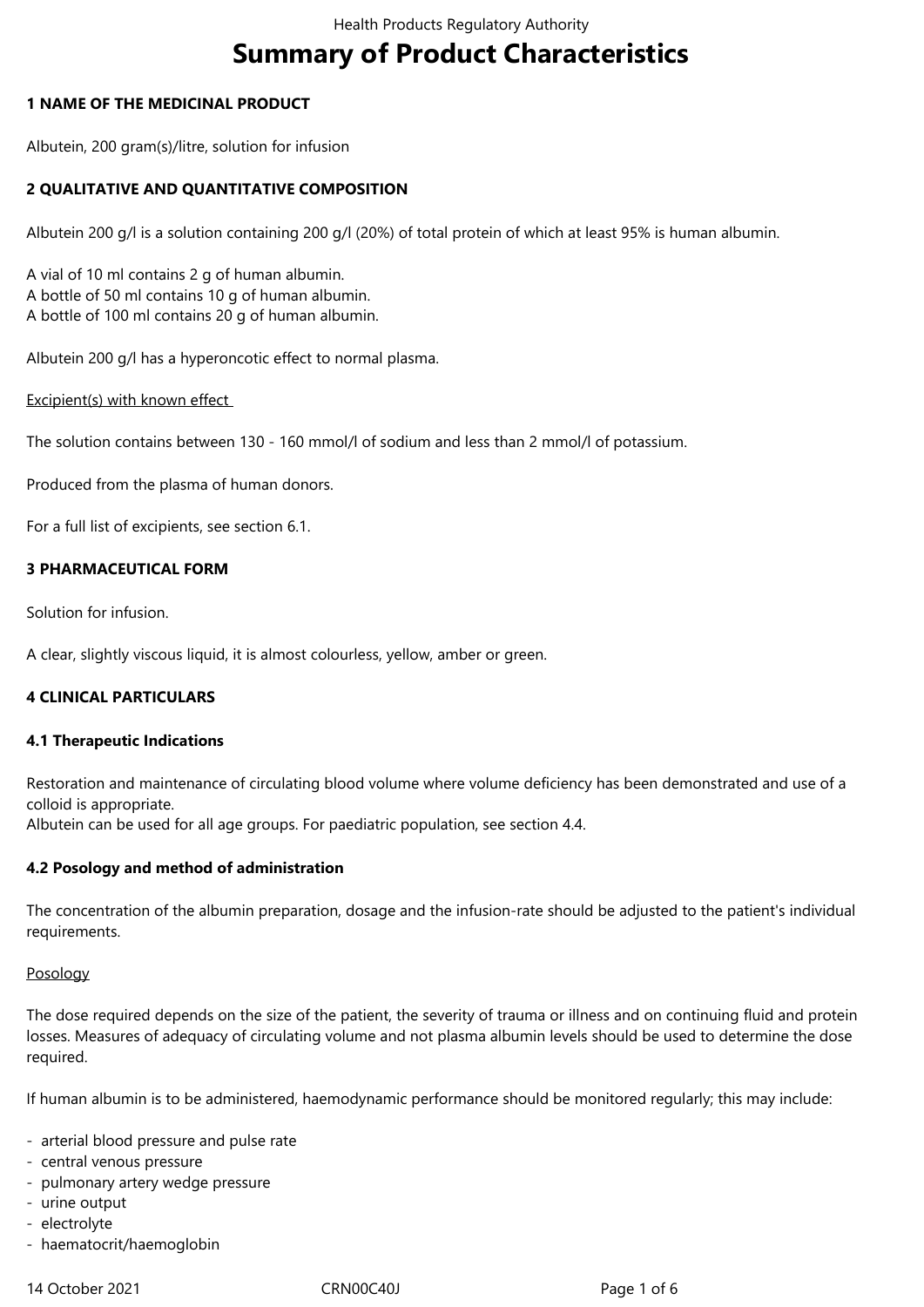# Summary of Product Characteristics

## 1 NAME OF THE MEDICINAL PRODUCT

Albutein, 200 gram(s)/litre, solution for infusion

## 2 QUALITATIVE AND QUANTITATIVE COMPOSITION

Albutein 200 g/l is a solution containing 200 g/l (20%) of total protein of which at least 95% is human albumin.

A vial of 10 ml contains 2 g of human albumin.
A bottle of 50 ml contains 10 g of human albumin.
A bottle of 100 ml contains 20 g of human albumin.

Albutein 200 g/l has a hyperoncotic effect to normal plasma.

Excipient(s) with known effect

The solution contains between 130 - 160 mmol/l of sodium and less than 2 mmol/l of potassium.

Produced from the plasma of human donors.

For a full list of excipients, see section 6.1.

## 3 PHARMACEUTICAL FORM

Solution for infusion.

A clear, slightly viscous liquid, it is almost colourless, yellow, amber or green.

## 4 CLINICAL PARTICULARS

### 4.1 Therapeutic Indications

Restoration and maintenance of circulating blood volume where volume deficiency has been demonstrated and use of a colloid is appropriate.
Albutein can be used for all age groups. For paediatric population, see section 4.4.

### 4.2 Posology and method of administration

The concentration of the albumin preparation, dosage and the infusion-rate should be adjusted to the patient's individual requirements.

Posology

The dose required depends on the size of the patient, the severity of trauma or illness and on continuing fluid and protein losses. Measures of adequacy of circulating volume and not plasma albumin levels should be used to determine the dose required.

If human albumin is to be administered, haemodynamic performance should be monitored regularly; this may include:

- arterial blood pressure and pulse rate
- central venous pressure
- pulmonary artery wedge pressure
- urine output
- electrolyte
- haematocrit/haemoglobin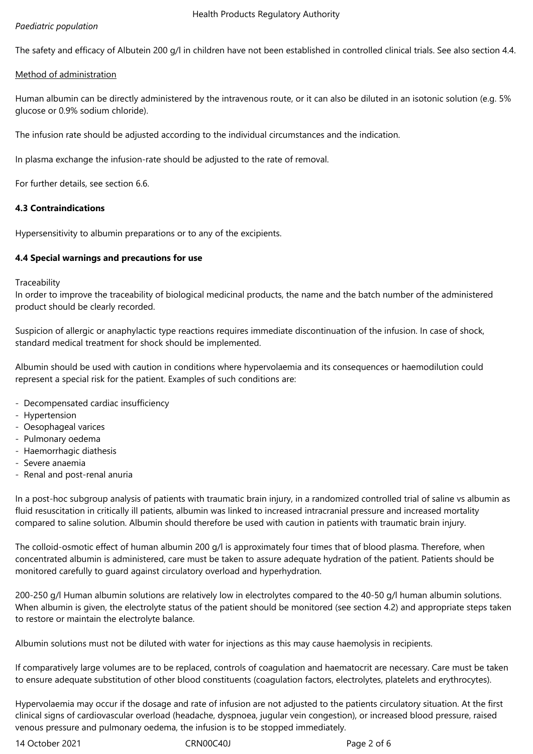*Paediatric population*

The safety and efficacy of Albutein 200 g/l in children have not been established in controlled clinical trials. See also section 4.4.

Method of administration

Human albumin can be directly administered by the intravenous route, or it can also be diluted in an isotonic solution (e.g. 5% glucose or 0.9% sodium chloride).

The infusion rate should be adjusted according to the individual circumstances and the indication.

In plasma exchange the infusion-rate should be adjusted to the rate of removal.

For further details, see section 6.6.

**4.3 Contraindications**

Hypersensitivity to albumin preparations or to any of the excipients.

**4.4 Special warnings and precautions for use**

Traceability
In order to improve the traceability of biological medicinal products, the name and the batch number of the administered product should be clearly recorded.

Suspicion of allergic or anaphylactic type reactions requires immediate discontinuation of the infusion. In case of shock, standard medical treatment for shock should be implemented.

Albumin should be used with caution in conditions where hypervolaemia and its consequences or haemodilution could represent a special risk for the patient. Examples of such conditions are:

- Decompensated cardiac insufficiency
- Hypertension
- Oesophageal varices
- Pulmonary oedema
- Haemorrhagic diathesis
- Severe anaemia
- Renal and post-renal anuria

In a post-hoc subgroup analysis of patients with traumatic brain injury, in a randomized controlled trial of saline vs albumin as fluid resuscitation in critically ill patients, albumin was linked to increased intracranial pressure and increased mortality compared to saline solution. Albumin should therefore be used with caution in patients with traumatic brain injury.

The colloid-osmotic effect of human albumin 200 g/l is approximately four times that of blood plasma. Therefore, when concentrated albumin is administered, care must be taken to assure adequate hydration of the patient. Patients should be monitored carefully to guard against circulatory overload and hyperhydration.

200-250 g/l Human albumin solutions are relatively low in electrolytes compared to the 40-50 g/l human albumin solutions. When albumin is given, the electrolyte status of the patient should be monitored (see section 4.2) and appropriate steps taken to restore or maintain the electrolyte balance.

Albumin solutions must not be diluted with water for injections as this may cause haemolysis in recipients.

If comparatively large volumes are to be replaced, controls of coagulation and haematocrit are necessary. Care must be taken to ensure adequate substitution of other blood constituents (coagulation factors, electrolytes, platelets and erythrocytes).

Hypervolaemia may occur if the dosage and rate of infusion are not adjusted to the patients circulatory situation. At the first clinical signs of cardiovascular overload (headache, dyspnoea, jugular vein congestion), or increased blood pressure, raised venous pressure and pulmonary oedema, the infusion is to be stopped immediately.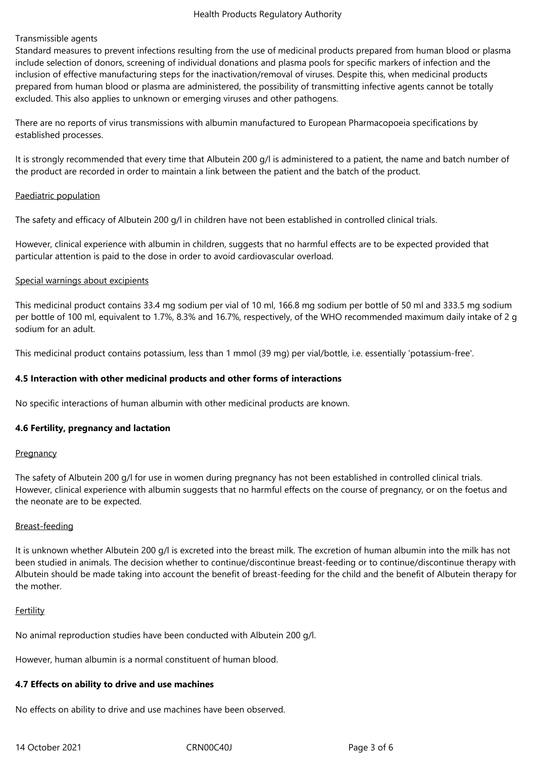Transmissible agents

Standard measures to prevent infections resulting from the use of medicinal products prepared from human blood or plasma include selection of donors, screening of individual donations and plasma pools for specific markers of infection and the inclusion of effective manufacturing steps for the inactivation/removal of viruses. Despite this, when medicinal products prepared from human blood or plasma are administered, the possibility of transmitting infective agents cannot be totally excluded. This also applies to unknown or emerging viruses and other pathogens.

There are no reports of virus transmissions with albumin manufactured to European Pharmacopoeia specifications by established processes.

It is strongly recommended that every time that Albutein 200 g/l is administered to a patient, the name and batch number of the product are recorded in order to maintain a link between the patient and the batch of the product.

Paediatric population

The safety and efficacy of Albutein 200 g/l in children have not been established in controlled clinical trials.

However, clinical experience with albumin in children, suggests that no harmful effects are to be expected provided that particular attention is paid to the dose in order to avoid cardiovascular overload.

Special warnings about excipients

This medicinal product contains 33.4 mg sodium per vial of 10 ml, 166.8 mg sodium per bottle of 50 ml and 333.5 mg sodium per bottle of 100 ml, equivalent to 1.7%, 8.3% and 16.7%, respectively, of the WHO recommended maximum daily intake of 2 g sodium for an adult.

This medicinal product contains potassium, less than 1 mmol (39 mg) per vial/bottle, i.e. essentially 'potassium-free'.

**4.5 Interaction with other medicinal products and other forms of interactions**

No specific interactions of human albumin with other medicinal products are known.

**4.6 Fertility, pregnancy and lactation**

Pregnancy

The safety of Albutein 200 g/l for use in women during pregnancy has not been established in controlled clinical trials. However, clinical experience with albumin suggests that no harmful effects on the course of pregnancy, or on the foetus and the neonate are to be expected.

Breast-feeding

It is unknown whether Albutein 200 g/l is excreted into the breast milk. The excretion of human albumin into the milk has not been studied in animals. The decision whether to continue/discontinue breast-feeding or to continue/discontinue therapy with Albutein should be made taking into account the benefit of breast-feeding for the child and the benefit of Albutein therapy for the mother.

Fertility

No animal reproduction studies have been conducted with Albutein 200 g/l.

However, human albumin is a normal constituent of human blood.

**4.7 Effects on ability to drive and use machines**

No effects on ability to drive and use machines have been observed.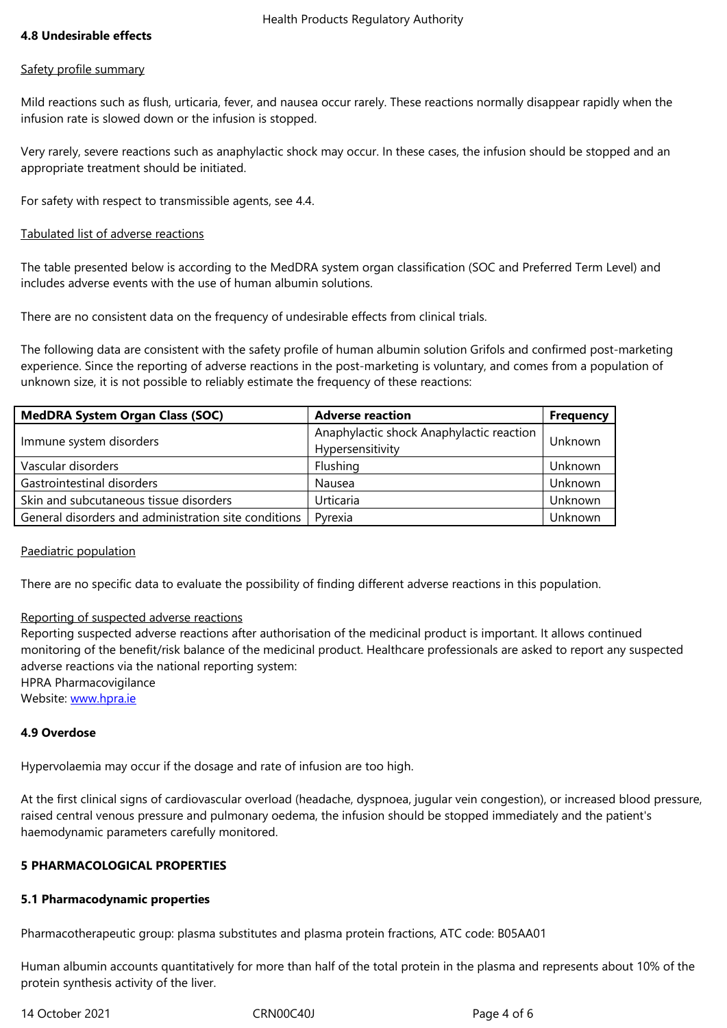### 4.8 Undesirable effects

Safety profile summary

Mild reactions such as flush, urticaria, fever, and nausea occur rarely. These reactions normally disappear rapidly when the infusion rate is slowed down or the infusion is stopped.

Very rarely, severe reactions such as anaphylactic shock may occur. In these cases, the infusion should be stopped and an appropriate treatment should be initiated.

For safety with respect to transmissible agents, see 4.4.

Tabulated list of adverse reactions

The table presented below is according to the MedDRA system organ classification (SOC and Preferred Term Level) and includes adverse events with the use of human albumin solutions.

There are no consistent data on the frequency of undesirable effects from clinical trials.

The following data are consistent with the safety profile of human albumin solution Grifols and confirmed post-marketing experience. Since the reporting of adverse reactions in the post-marketing is voluntary, and comes from a population of unknown size, it is not possible to reliably estimate the frequency of these reactions:

| MedDRA System Organ Class (SOC) | Adverse reaction | Frequency |
|---|---|---|
| Immune system disorders | Anaphylactic shock Anaphylactic reaction Hypersensitivity | Unknown |
| Vascular disorders | Flushing | Unknown |
| Gastrointestinal disorders | Nausea | Unknown |
| Skin and subcutaneous tissue disorders | Urticaria | Unknown |
| General disorders and administration site conditions | Pyrexia | Unknown |

Paediatric population

There are no specific data to evaluate the possibility of finding different adverse reactions in this population.

Reporting of suspected adverse reactions

Reporting suspected adverse reactions after authorisation of the medicinal product is important. It allows continued monitoring of the benefit/risk balance of the medicinal product. Healthcare professionals are asked to report any suspected adverse reactions via the national reporting system:
HPRA Pharmacovigilance
Website: www.hpra.ie

### 4.9 Overdose

Hypervolaemia may occur if the dosage and rate of infusion are too high.

At the first clinical signs of cardiovascular overload (headache, dyspnoea, jugular vein congestion), or increased blood pressure, raised central venous pressure and pulmonary oedema, the infusion should be stopped immediately and the patient's haemodynamic parameters carefully monitored.

## 5 PHARMACOLOGICAL PROPERTIES

### 5.1 Pharmacodynamic properties

Pharmacotherapeutic group: plasma substitutes and plasma protein fractions, ATC code: B05AA01

Human albumin accounts quantitatively for more than half of the total protein in the plasma and represents about 10% of the protein synthesis activity of the liver.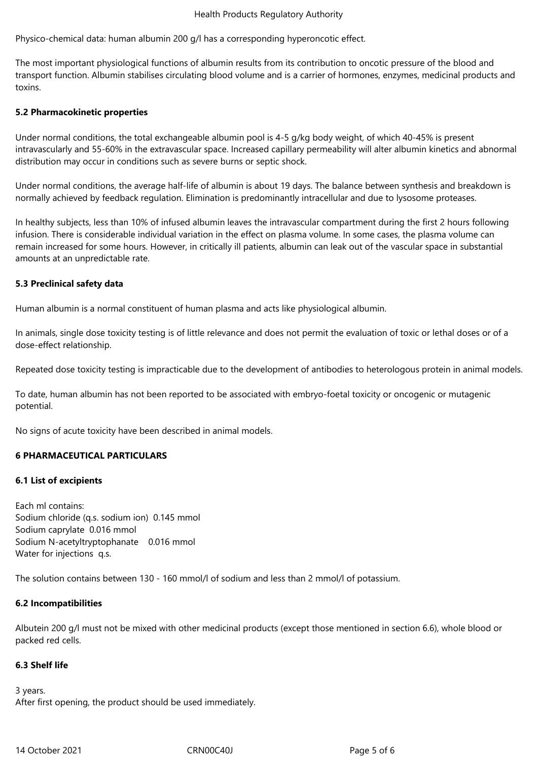Physico-chemical data: human albumin 200 g/l has a corresponding hyperoncotic effect.

The most important physiological functions of albumin results from its contribution to oncotic pressure of the blood and transport function. Albumin stabilises circulating blood volume and is a carrier of hormones, enzymes, medicinal products and toxins.

**5.2 Pharmacokinetic properties**

Under normal conditions, the total exchangeable albumin pool is 4-5 g/kg body weight, of which 40-45% is present intravascularly and 55-60% in the extravascular space. Increased capillary permeability will alter albumin kinetics and abnormal distribution may occur in conditions such as severe burns or septic shock.

Under normal conditions, the average half-life of albumin is about 19 days. The balance between synthesis and breakdown is normally achieved by feedback regulation. Elimination is predominantly intracellular and due to lysosome proteases.

In healthy subjects, less than 10% of infused albumin leaves the intravascular compartment during the first 2 hours following infusion. There is considerable individual variation in the effect on plasma volume. In some cases, the plasma volume can remain increased for some hours. However, in critically ill patients, albumin can leak out of the vascular space in substantial amounts at an unpredictable rate.

**5.3 Preclinical safety data**

Human albumin is a normal constituent of human plasma and acts like physiological albumin.

In animals, single dose toxicity testing is of little relevance and does not permit the evaluation of toxic or lethal doses or of a dose-effect relationship.

Repeated dose toxicity testing is impracticable due to the development of antibodies to heterologous protein in animal models.

To date, human albumin has not been reported to be associated with embryo-foetal toxicity or oncogenic or mutagenic potential.

No signs of acute toxicity have been described in animal models.

**6 PHARMACEUTICAL PARTICULARS**

**6.1 List of excipients**

Each ml contains:
Sodium chloride (q.s. sodium ion) 0.145 mmol
Sodium caprylate 0.016 mmol
Sodium N-acetyltryptophanate 0.016 mmol
Water for injections q.s.

The solution contains between 130 - 160 mmol/l of sodium and less than 2 mmol/l of potassium.

**6.2 Incompatibilities**

Albutein 200 g/l must not be mixed with other medicinal products (except those mentioned in section 6.6), whole blood or packed red cells.

**6.3 Shelf life**

3 years.
After first opening, the product should be used immediately.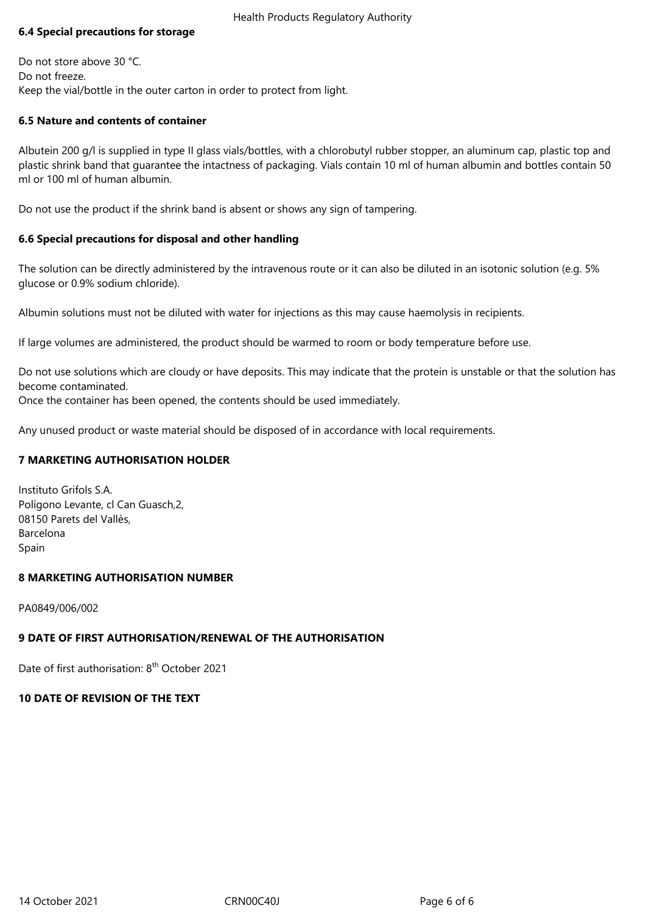### 6.4 Special precautions for storage

Do not store above 30 °C.
Do not freeze.
Keep the vial/bottle in the outer carton in order to protect from light.

### 6.5 Nature and contents of container

Albutein 200 g/l is supplied in type II glass vials/bottles, with a chlorobutyl rubber stopper, an aluminum cap, plastic top and plastic shrink band that guarantee the intactness of packaging. Vials contain 10 ml of human albumin and bottles contain 50 ml or 100 ml of human albumin.

Do not use the product if the shrink band is absent or shows any sign of tampering.

### 6.6 Special precautions for disposal and other handling

The solution can be directly administered by the intravenous route or it can also be diluted in an isotonic solution (e.g. 5% glucose or 0.9% sodium chloride).

Albumin solutions must not be diluted with water for injections as this may cause haemolysis in recipients.

If large volumes are administered, the product should be warmed to room or body temperature before use.

Do not use solutions which are cloudy or have deposits. This may indicate that the protein is unstable or that the solution has become contaminated.
Once the container has been opened, the contents should be used immediately.

Any unused product or waste material should be disposed of in accordance with local requirements.

## 7 MARKETING AUTHORISATION HOLDER

Instituto Grifols S.A.
Polígono Levante, cl Can Guasch,2,
08150 Parets del Vallès,
Barcelona
Spain

## 8 MARKETING AUTHORISATION NUMBER

PA0849/006/002

## 9 DATE OF FIRST AUTHORISATION/RENEWAL OF THE AUTHORISATION

Date of first authorisation: 8th October 2021

## 10 DATE OF REVISION OF THE TEXT